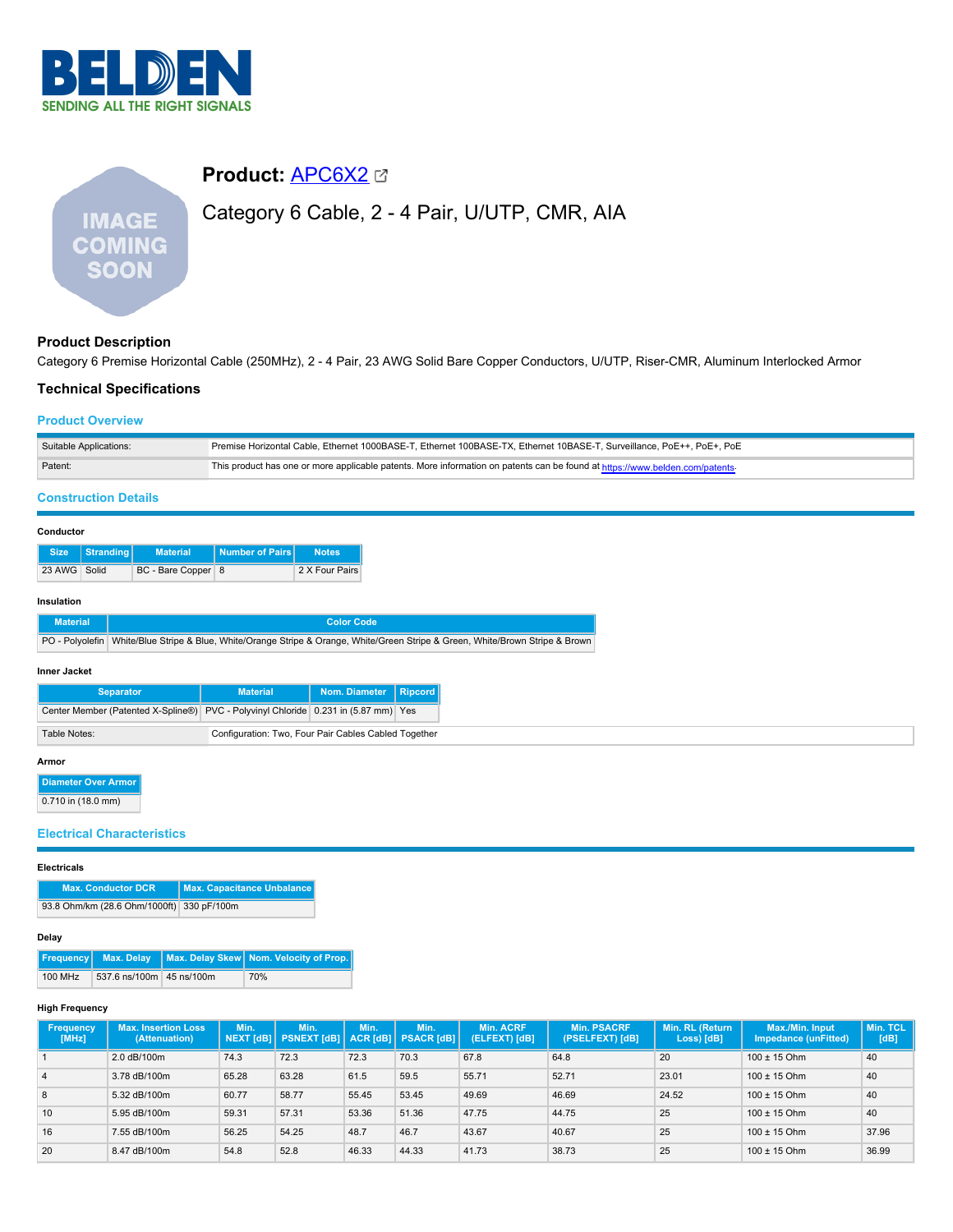# Product: APC6X2

## Category 6 Cable, 2 - 4 Pair, U/UTP, CMR, AIA

### Product Description

Category 6 Premise Horizontal Cable (250MHz), 2 - 4 Pair, 23 AWG Solid Bare Copper Conductors, U/UTP, Riser-CMR, Aluminum Interlocked Armor

### Technical Specifications

#### Product Overview

| | |
|---|---|
| Suitable Applications: | Premise Horizontal Cable, Ethernet 1000BASE-T, Ethernet 100BASE-TX, Ethernet 10BASE-T, Surveillance, PoE++, PoE+, PoE |
| Patent: | This product has one or more applicable patents. More information on patents can be found at https://www.belden.com/patents. |

#### Construction Details

**Conductor**

| Size | Stranding | Material | Number of Pairs | Notes |
|---|---|---|---|---|
| 23 AWG | Solid | BC - Bare Copper | 8 | 2 X Four Pairs |

**Insulation**

| Material | Color Code |
|---|---|
| PO - Polyolefin | White/Blue Stripe & Blue, White/Orange Stripe & Orange, White/Green Stripe & Green, White/Brown Stripe & Brown |

**Inner Jacket**

| Separator | Material | Nom. Diameter | Ripcord |
|---|---|---|---|
| Center Member (Patented X-Spline®) | PVC - Polyvinyl Chloride | 0.231 in (5.87 mm) | Yes |

| | |
|---|---|
| Table Notes: | Configuration: Two, Four Pair Cables Cabled Together |

**Armor**

| Diameter Over Armor |
|---|
| 0.710 in (18.0 mm) |

#### Electrical Characteristics

**Electricals**

| Max. Conductor DCR | Max. Capacitance Unbalance |
|---|---|
| 93.8 Ohm/km (28.6 Ohm/1000ft) | 330 pF/100m |

**Delay**

| Frequency | Max. Delay | Max. Delay Skew | Nom. Velocity of Prop. |
|---|---|---|---|
| 100 MHz | 537.6 ns/100m | 45 ns/100m | 70% |

**High Frequency**

| Frequency [MHz] | Max. Insertion Loss (Attenuation) | Min. NEXT [dB] | Min. PSNEXT [dB] | Min. ACR [dB] | Min. PSACR [dB] | Min. ACRF (ELFEXT) [dB] | Min. PSACRF (PSELFEXT) [dB] | Min. RL (Return Loss) [dB] | Max./Min. Input Impedance (unFitted) | Min. TCL [dB] |
|---|---|---|---|---|---|---|---|---|---|---|
| 1 | 2.0 dB/100m | 74.3 | 72.3 | 72.3 | 70.3 | 67.8 | 64.8 | 20 | 100 ± 15 Ohm | 40 |
| 4 | 3.78 dB/100m | 65.28 | 63.28 | 61.5 | 59.5 | 55.71 | 52.71 | 23.01 | 100 ± 15 Ohm | 40 |
| 8 | 5.32 dB/100m | 60.77 | 58.77 | 55.45 | 53.45 | 49.69 | 46.69 | 24.52 | 100 ± 15 Ohm | 40 |
| 10 | 5.95 dB/100m | 59.31 | 57.31 | 53.36 | 51.36 | 47.75 | 44.75 | 25 | 100 ± 15 Ohm | 40 |
| 16 | 7.55 dB/100m | 56.25 | 54.25 | 48.7 | 46.7 | 43.67 | 40.67 | 25 | 100 ± 15 Ohm | 37.96 |
| 20 | 8.47 dB/100m | 54.8 | 52.8 | 46.33 | 44.33 | 41.73 | 38.73 | 25 | 100 ± 15 Ohm | 36.99 |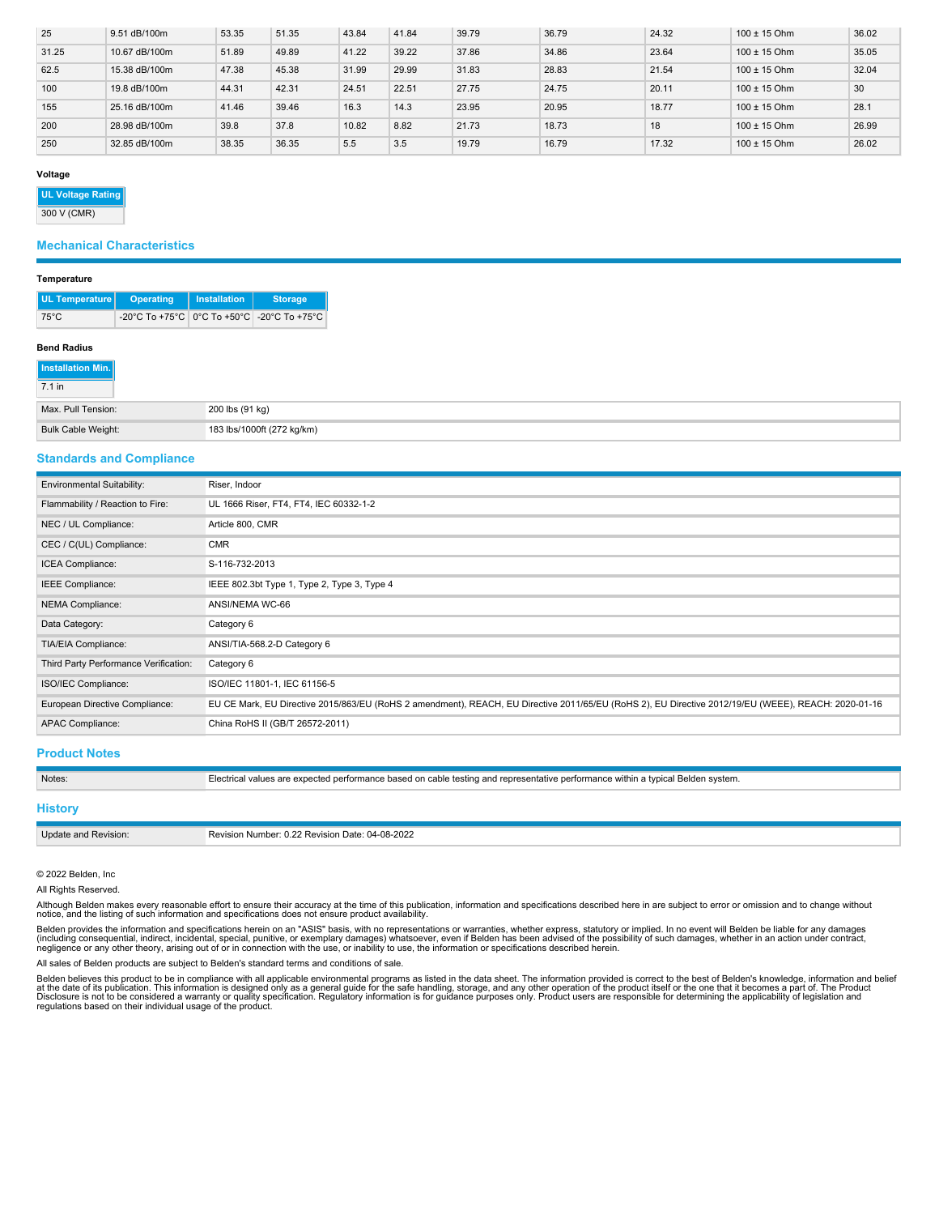| | | | | | | | | | | |
|---|---|---|---|---|---|---|---|---|---|---|
| 25 | 9.51 dB/100m | 53.35 | 51.35 | 43.84 | 41.84 | 39.79 | 36.79 | 24.32 | 100 ± 15 Ohm | 36.02 |
| 31.25 | 10.67 dB/100m | 51.89 | 49.89 | 41.22 | 39.22 | 37.86 | 34.86 | 23.64 | 100 ± 15 Ohm | 35.05 |
| 62.5 | 15.38 dB/100m | 47.38 | 45.38 | 31.99 | 29.99 | 31.83 | 28.83 | 21.54 | 100 ± 15 Ohm | 32.04 |
| 100 | 19.8 dB/100m | 44.31 | 42.31 | 24.51 | 22.51 | 27.75 | 24.75 | 20.11 | 100 ± 15 Ohm | 30 |
| 155 | 25.16 dB/100m | 41.46 | 39.46 | 16.3 | 14.3 | 23.95 | 20.95 | 18.77 | 100 ± 15 Ohm | 28.1 |
| 200 | 28.98 dB/100m | 39.8 | 37.8 | 10.82 | 8.82 | 21.73 | 18.73 | 18 | 100 ± 15 Ohm | 26.99 |
| 250 | 32.85 dB/100m | 38.35 | 36.35 | 5.5 | 3.5 | 19.79 | 16.79 | 17.32 | 100 ± 15 Ohm | 26.02 |

**Voltage**

| UL Voltage Rating |
|---|
| 300 V (CMR) |

## Mechanical Characteristics

**Temperature**

| UL Temperature | Operating | Installation | Storage |
|---|---|---|---|
| 75°C | -20°C To +75°C | 0°C To +50°C | -20°C To +75°C |

**Bend Radius**

| Installation Min. |
|---|
| 7.1 in |

| | |
|---|---|
| Max. Pull Tension: | 200 lbs (91 kg) |
| Bulk Cable Weight: | 183 lbs/1000ft (272 kg/km) |

## Standards and Compliance

| | |
|---|---|
| Environmental Suitability: | Riser, Indoor |
| Flammability / Reaction to Fire: | UL 1666 Riser, FT4, FT4, IEC 60332-1-2 |
| NEC / UL Compliance: | Article 800, CMR |
| CEC / C(UL) Compliance: | CMR |
| ICEA Compliance: | S-116-732-2013 |
| IEEE Compliance: | IEEE 802.3bt Type 1, Type 2, Type 3, Type 4 |
| NEMA Compliance: | ANSI/NEMA WC-66 |
| Data Category: | Category 6 |
| TIA/EIA Compliance: | ANSI/TIA-568.2-D Category 6 |
| Third Party Performance Verification: | Category 6 |
| ISO/IEC Compliance: | ISO/IEC 11801-1, IEC 61156-5 |
| European Directive Compliance: | EU CE Mark, EU Directive 2015/863/EU (RoHS 2 amendment), REACH, EU Directive 2011/65/EU (RoHS 2), EU Directive 2012/19/EU (WEEE), REACH: 2020-01-16 |
| APAC Compliance: | China RoHS II (GB/T 26572-2011) |

## Product Notes

| | |
|---|---|
| Notes: | Electrical values are expected performance based on cable testing and representative performance within a typical Belden system. |

## History

| | |
|---|---|
| Update and Revision: | Revision Number: 0.22 Revision Date: 04-08-2022 |

© 2022 Belden, Inc

All Rights Reserved.

Although Belden makes every reasonable effort to ensure their accuracy at the time of this publication, information and specifications described here in are subject to error or omission and to change without notice, and the listing of such information and specifications does not ensure product availability.

Belden provides the information and specifications herein on an "ASIS" basis, with no representations or warranties, whether express, statutory or implied. In no event will Belden be liable for any damages (including consequential, indirect, incidental, special, punitive, or exemplary damages) whatsoever, even if Belden has been advised of the possibility of such damages, whether in an action under contract, negligence or any other theory, arising out of or in connection with the use, or inability to use, the information or specifications described herein.

All sales of Belden products are subject to Belden's standard terms and conditions of sale.

Belden believes this product to be in compliance with all applicable environmental programs as listed in the data sheet. The information provided is correct to the best of Belden's knowledge, information and belief at the date of its publication. This information is designed only as a general guide for the safe handling, storage, and any other operation of the product itself or the one that it becomes a part of. The Product Disclosure is not to be considered a warranty or quality specification. Regulatory information is for guidance purposes only. Product users are responsible for determining the applicability of legislation and regulations based on their individual usage of the product.